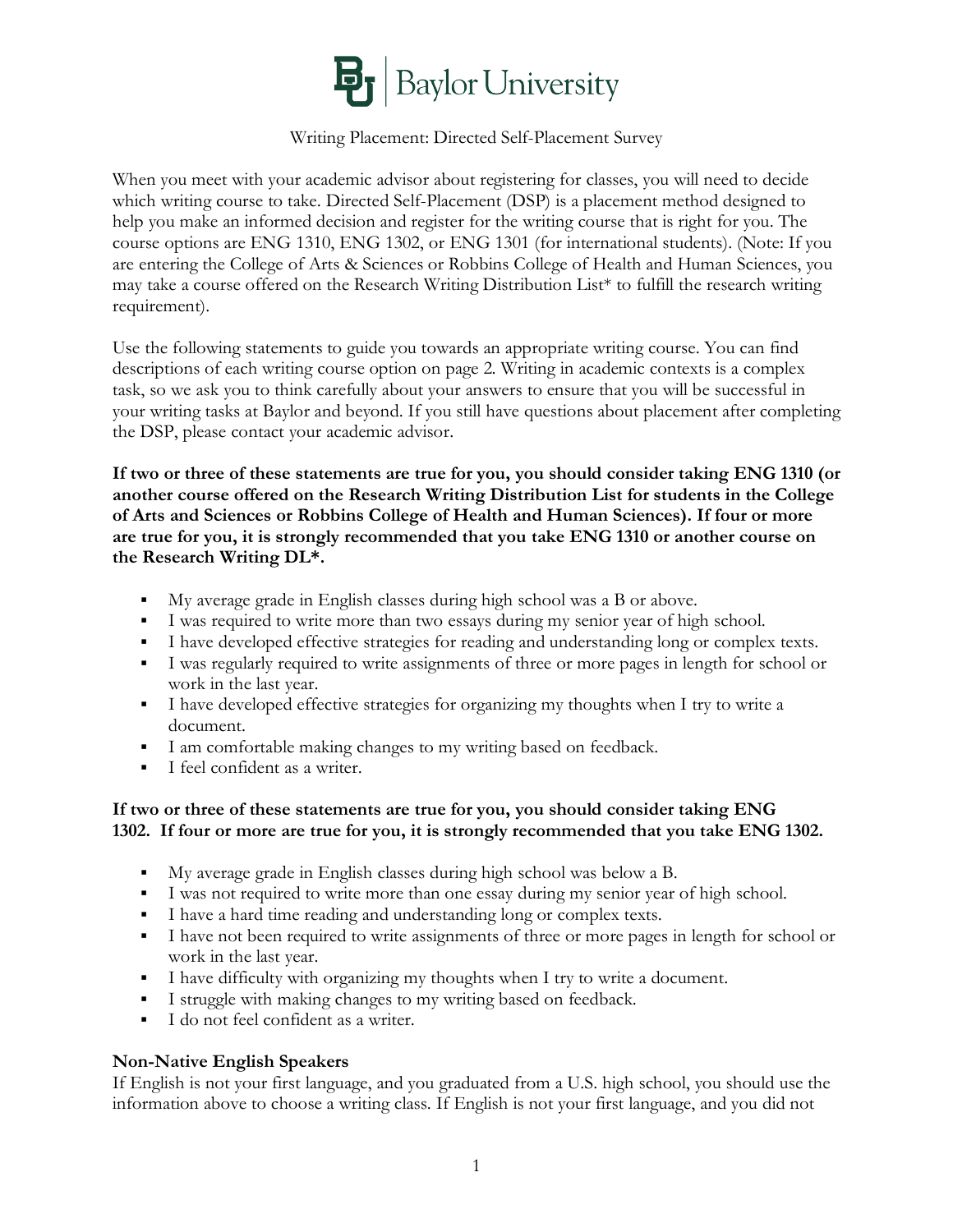# Baylor University

Writing Placement: Directed Self-Placement Survey

When you meet with your academic advisor about registering for classes, you will need to decide which writing course to take. Directed Self-Placement (DSP) is a placement method designed to help you make an informed decision and register for the writing course that is right for you. The course options are ENG 1310, ENG 1302, or ENG 1301 (for international students). (Note: If you are entering the College of Arts & Sciences or Robbins College of Health and Human Sciences, you may take a course offered on the Research Writing Distribution List* to fulfill the research writing requirement).

Use the following statements to guide you towards an appropriate writing course. You can find descriptions of each writing course option on page 2. Writing in academic contexts is a complex task, so we ask you to think carefully about your answers to ensure that you will be successful in your writing tasks at Baylor and beyond. If you still have questions about placement after completing the DSP, please contact your academic advisor.

**If two or three of these statements are true for you, you should consider taking ENG 1310 (or another course offered on the Research Writing Distribution List for students in the College of Arts and Sciences or Robbins College of Health and Human Sciences). If four or more are true for you, it is strongly recommended that you take ENG 1310 or another course on the Research Writing DL*.**

- My average grade in English classes during high school was a B or above.
- I was required to write more than two essays during my senior year of high school.
- I have developed effective strategies for reading and understanding long or complex texts.
- I was regularly required to write assignments of three or more pages in length for school or work in the last year.
- I have developed effective strategies for organizing my thoughts when I try to write a document.
- I am comfortable making changes to my writing based on feedback.
- I feel confident as a writer.

**If two or three of these statements are true for you, you should consider taking ENG 1302. If four or more are true for you, it is strongly recommended that you take ENG 1302.**

- My average grade in English classes during high school was below a B.
- I was not required to write more than one essay during my senior year of high school.
- I have a hard time reading and understanding long or complex texts.
- I have not been required to write assignments of three or more pages in length for school or work in the last year.
- I have difficulty with organizing my thoughts when I try to write a document.
- I struggle with making changes to my writing based on feedback.
- I do not feel confident as a writer.

**Non-Native English Speakers**

If English is not your first language, and you graduated from a U.S. high school, you should use the information above to choose a writing class. If English is not your first language, and you did not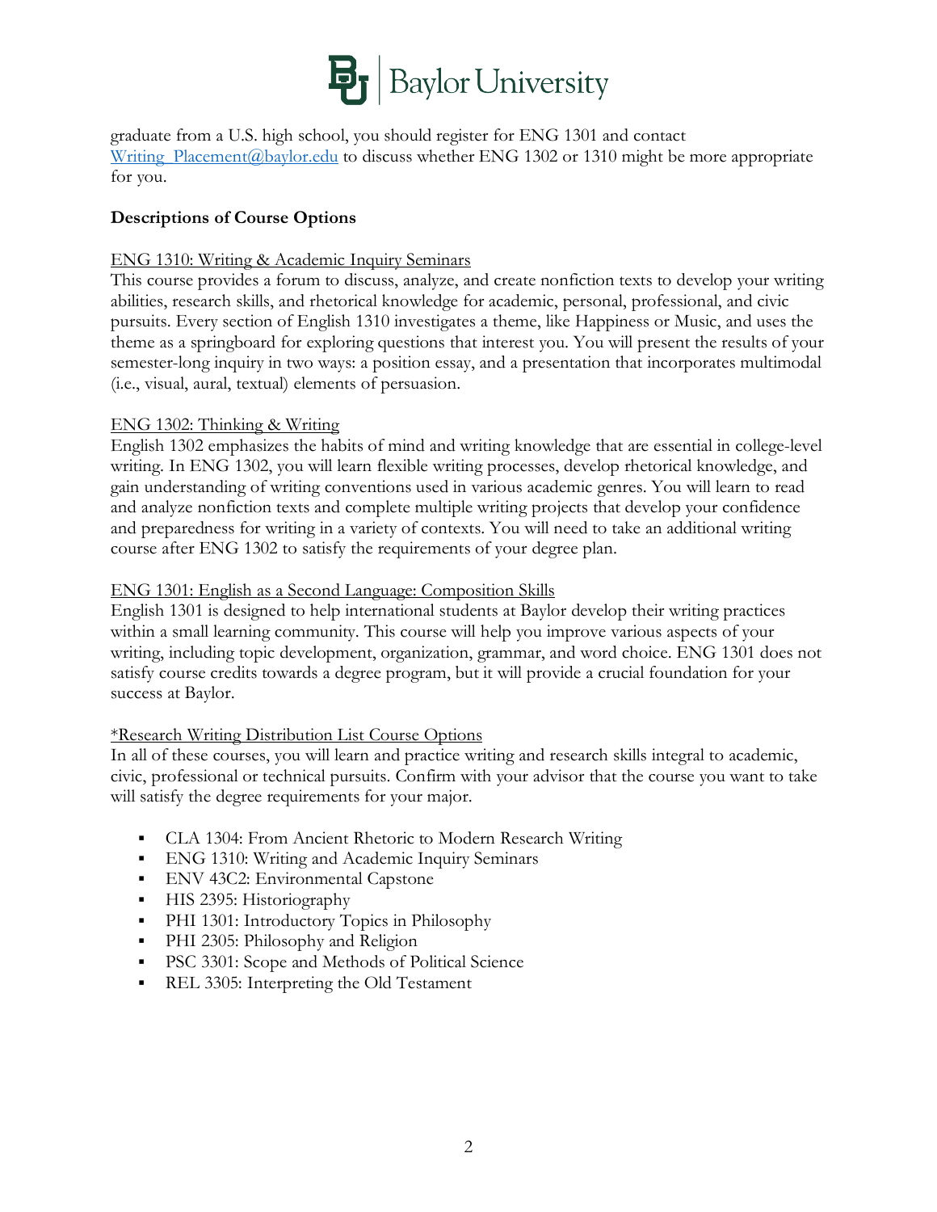graduate from a U.S. high school, you should register for ENG 1301 and contact Writing_Placement@baylor.edu to discuss whether ENG 1302 or 1310 might be more appropriate for you.

**Descriptions of Course Options**

ENG 1310: Writing & Academic Inquiry Seminars

This course provides a forum to discuss, analyze, and create nonfiction texts to develop your writing abilities, research skills, and rhetorical knowledge for academic, personal, professional, and civic pursuits. Every section of English 1310 investigates a theme, like Happiness or Music, and uses the theme as a springboard for exploring questions that interest you. You will present the results of your semester-long inquiry in two ways: a position essay, and a presentation that incorporates multimodal (i.e., visual, aural, textual) elements of persuasion.

ENG 1302: Thinking & Writing

English 1302 emphasizes the habits of mind and writing knowledge that are essential in college-level writing. In ENG 1302, you will learn flexible writing processes, develop rhetorical knowledge, and gain understanding of writing conventions used in various academic genres. You will learn to read and analyze nonfiction texts and complete multiple writing projects that develop your confidence and preparedness for writing in a variety of contexts. You will need to take an additional writing course after ENG 1302 to satisfy the requirements of your degree plan.

ENG 1301: English as a Second Language: Composition Skills

English 1301 is designed to help international students at Baylor develop their writing practices within a small learning community. This course will help you improve various aspects of your writing, including topic development, organization, grammar, and word choice. ENG 1301 does not satisfy course credits towards a degree program, but it will provide a crucial foundation for your success at Baylor.

*Research Writing Distribution List Course Options

In all of these courses, you will learn and practice writing and research skills integral to academic, civic, professional or technical pursuits. Confirm with your advisor that the course you want to take will satisfy the degree requirements for your major.

- CLA 1304: From Ancient Rhetoric to Modern Research Writing
- ENG 1310: Writing and Academic Inquiry Seminars
- ENV 43C2: Environmental Capstone
- HIS 2395: Historiography
- PHI 1301: Introductory Topics in Philosophy
- PHI 2305: Philosophy and Religion
- PSC 3301: Scope and Methods of Political Science
- REL 3305: Interpreting the Old Testament